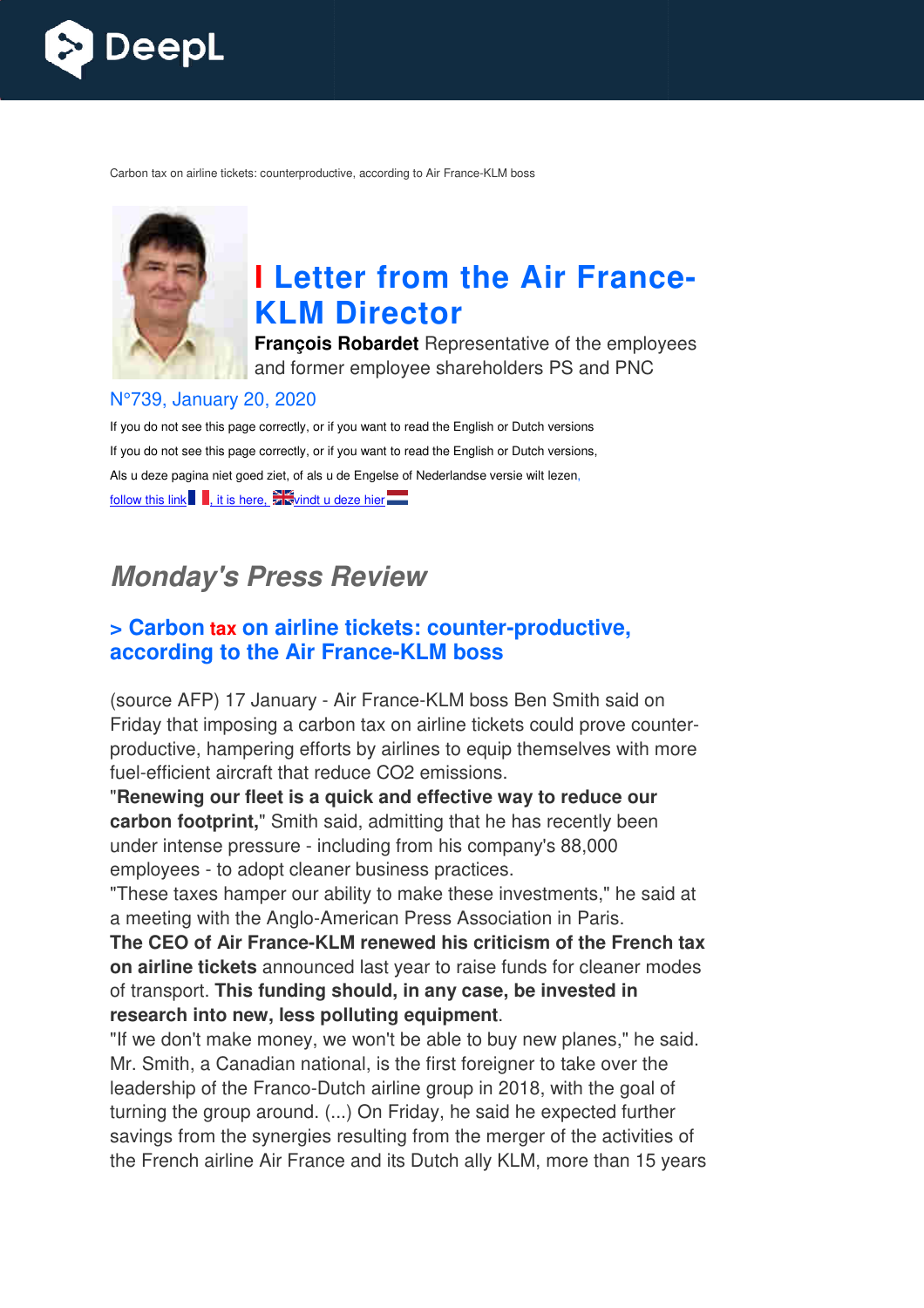Carbon tax on airline tickets: counterproductive, according to Air France-KLM boss

# I Letter from the Air France-KLM Director

**François Robardet** Representative of the employees and former employee shareholders PS and PNC

N°739, January 20, 2020

If you do not see this page correctly, or if you want to read the English or Dutch versions

If you do not see this page correctly, or if you want to read the English or Dutch versions,

Als u deze pagina niet goed ziet, of als u de Engelse of Nederlandse versie wilt lezen,

follow this link, it is here, vindt u deze hier

## *Monday's Press Review*

### > Carbon tax on airline tickets: counter-productive, according to the Air France-KLM boss

(source AFP) 17 January - Air France-KLM boss Ben Smith said on Friday that imposing a carbon tax on airline tickets could prove counter-productive, hampering efforts by airlines to equip themselves with more fuel-efficient aircraft that reduce CO2 emissions.

"**Renewing our fleet is a quick and effective way to reduce our carbon footprint,**" Smith said, admitting that he has recently been under intense pressure - including from his company's 88,000 employees - to adopt cleaner business practices.

"These taxes hamper our ability to make these investments," he said at a meeting with the Anglo-American Press Association in Paris.

**The CEO of Air France-KLM renewed his criticism of the French tax on airline tickets** announced last year to raise funds for cleaner modes of transport. **This funding should, in any case, be invested in research into new, less polluting equipment**.

"If we don't make money, we won't be able to buy new planes," he said.

Mr. Smith, a Canadian national, is the first foreigner to take over the leadership of the Franco-Dutch airline group in 2018, with the goal of turning the group around. (...) On Friday, he said he expected further savings from the synergies resulting from the merger of the activities of the French airline Air France and its Dutch ally KLM, more than 15 years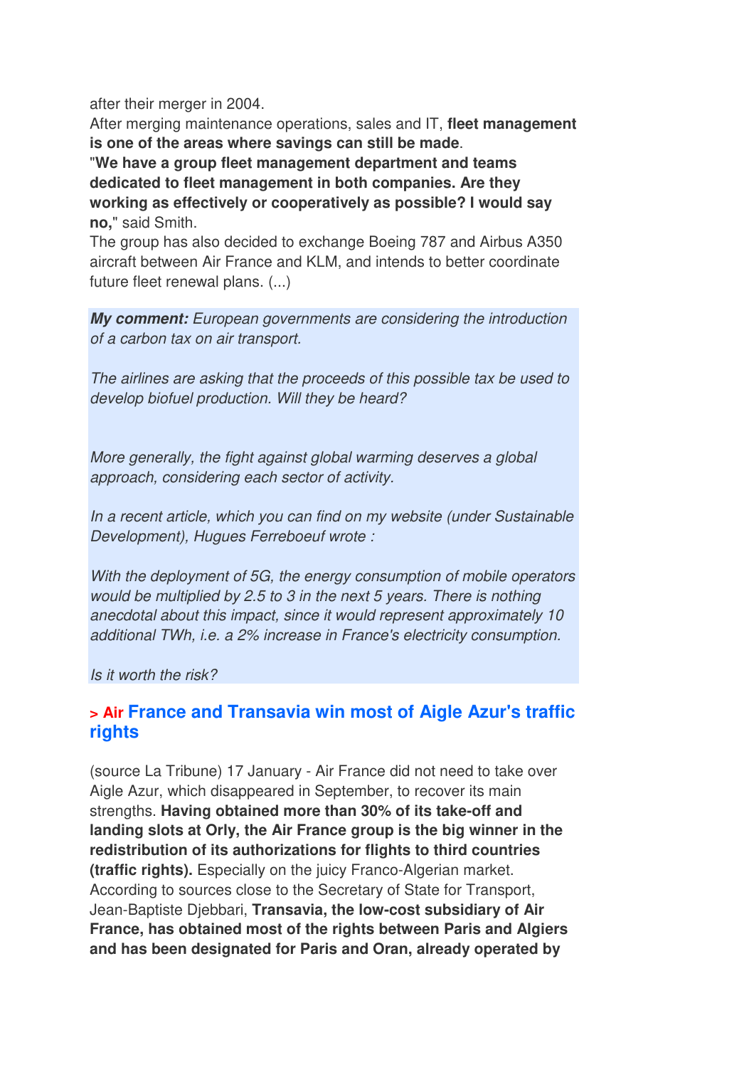after their merger in 2004.

After merging maintenance operations, sales and IT, **fleet management is one of the areas where savings can still be made**.

"**We have a group fleet management department and teams dedicated to fleet management in both companies. Are they working as effectively or cooperatively as possible? I would say no,**" said Smith.

The group has also decided to exchange Boeing 787 and Airbus A350 aircraft between Air France and KLM, and intends to better coordinate future fleet renewal plans. (...)

***My comment:*** *European governments are considering the introduction of a carbon tax on air transport.*

*The airlines are asking that the proceeds of this possible tax be used to develop biofuel production. Will they be heard?*

*More generally, the fight against global warming deserves a global approach, considering each sector of activity.*

*In a recent article, which you can find on my website (under Sustainable Development), Hugues Ferreboeuf wrote :*

*With the deployment of 5G, the energy consumption of mobile operators would be multiplied by 2.5 to 3 in the next 5 years. There is nothing anecdotal about this impact, since it would represent approximately 10 additional TWh, i.e. a 2% increase in France's electricity consumption.*

*Is it worth the risk?*

## > Air France and Transavia win most of Aigle Azur's traffic rights

(source La Tribune) 17 January - Air France did not need to take over Aigle Azur, which disappeared in September, to recover its main strengths. **Having obtained more than 30% of its take-off and landing slots at Orly, the Air France group is the big winner in the redistribution of its authorizations for flights to third countries (traffic rights).** Especially on the juicy Franco-Algerian market. According to sources close to the Secretary of State for Transport, Jean-Baptiste Djebbari, **Transavia, the low-cost subsidiary of Air France, has obtained most of the rights between Paris and Algiers and has been designated for Paris and Oran, already operated by**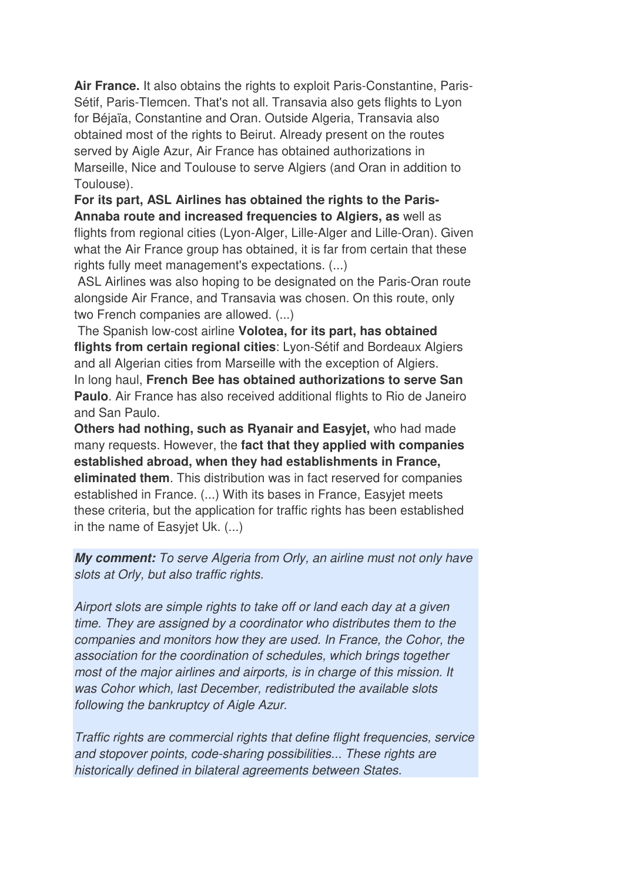**Air France.** It also obtains the rights to exploit Paris-Constantine, Paris-Sétif, Paris-Tlemcen. That's not all. Transavia also gets flights to Lyon for Béjaïa, Constantine and Oran. Outside Algeria, Transavia also obtained most of the rights to Beirut. Already present on the routes served by Aigle Azur, Air France has obtained authorizations in Marseille, Nice and Toulouse to serve Algiers (and Oran in addition to Toulouse).

**For its part, ASL Airlines has obtained the rights to the Paris-Annaba route and increased frequencies to Algiers, as** well as flights from regional cities (Lyon-Alger, Lille-Alger and Lille-Oran). Given what the Air France group has obtained, it is far from certain that these rights fully meet management's expectations. (...)

ASL Airlines was also hoping to be designated on the Paris-Oran route alongside Air France, and Transavia was chosen. On this route, only two French companies are allowed. (...)

The Spanish low-cost airline **Volotea, for its part, has obtained flights from certain regional cities**: Lyon-Sétif and Bordeaux Algiers and all Algerian cities from Marseille with the exception of Algiers.

In long haul, **French Bee has obtained authorizations to serve San Paulo**. Air France has also received additional flights to Rio de Janeiro and San Paulo.

**Others had nothing, such as Ryanair and Easyjet,** who had made many requests. However, the **fact that they applied with companies established abroad, when they had establishments in France, eliminated them**. This distribution was in fact reserved for companies established in France. (...) With its bases in France, Easyjet meets these criteria, but the application for traffic rights has been established in the name of Easyjet Uk. (...)

***My comment:*** *To serve Algeria from Orly, an airline must not only have slots at Orly, but also traffic rights.*

*Airport slots are simple rights to take off or land each day at a given time. They are assigned by a coordinator who distributes them to the companies and monitors how they are used. In France, the Cohor, the association for the coordination of schedules, which brings together most of the major airlines and airports, is in charge of this mission. It was Cohor which, last December, redistributed the available slots following the bankruptcy of Aigle Azur.*

*Traffic rights are commercial rights that define flight frequencies, service and stopover points, code-sharing possibilities... These rights are historically defined in bilateral agreements between States.*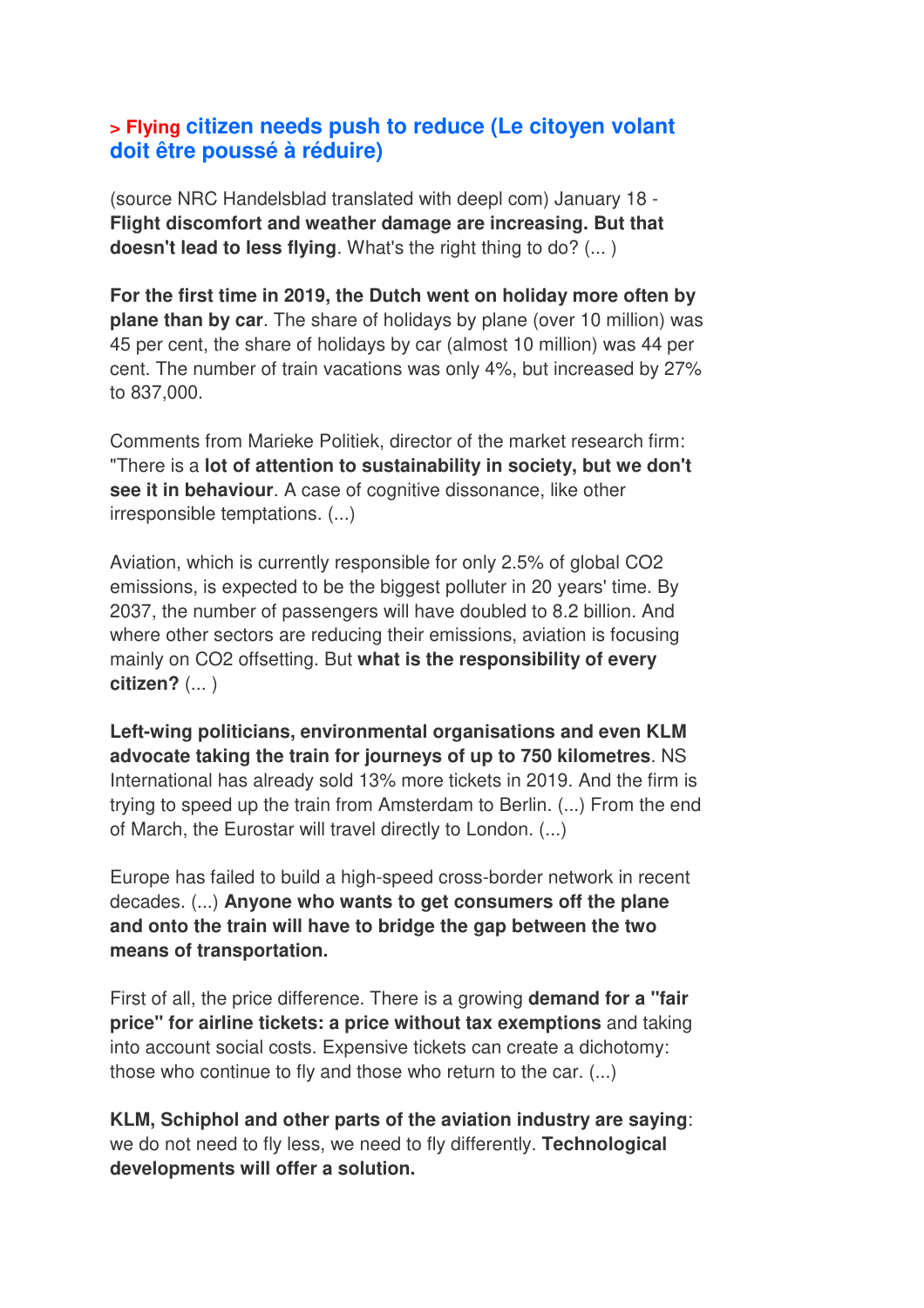## > Flying citizen needs push to reduce (Le citoyen volant doit être poussé à réduire)

(source NRC Handelsblad translated with deepl com) January 18 - **Flight discomfort and weather damage are increasing. But that doesn't lead to less flying**. What's the right thing to do? (... )

**For the first time in 2019, the Dutch went on holiday more often by plane than by car**. The share of holidays by plane (over 10 million) was 45 per cent, the share of holidays by car (almost 10 million) was 44 per cent. The number of train vacations was only 4%, but increased by 27% to 837,000.

Comments from Marieke Politiek, director of the market research firm: "There is a **lot of attention to sustainability in society, but we don't see it in behaviour**. A case of cognitive dissonance, like other irresponsible temptations. (...)

Aviation, which is currently responsible for only 2.5% of global $CO_2$ emissions, is expected to be the biggest polluter in 20 years' time. By 2037, the number of passengers will have doubled to 8.2 billion. And where other sectors are reducing their emissions, aviation is focusing mainly on $CO_2$ offsetting. But **what is the responsibility of every citizen?** (... )

**Left-wing politicians, environmental organisations and even KLM advocate taking the train for journeys of up to 750 kilometres**. NS International has already sold 13% more tickets in 2019. And the firm is trying to speed up the train from Amsterdam to Berlin. (...) From the end of March, the Eurostar will travel directly to London. (...)

Europe has failed to build a high-speed cross-border network in recent decades. (...) **Anyone who wants to get consumers off the plane and onto the train will have to bridge the gap between the two means of transportation.**

First of all, the price difference. There is a growing **demand for a "fair price" for airline tickets: a price without tax exemptions** and taking into account social costs. Expensive tickets can create a dichotomy: those who continue to fly and those who return to the car. (...)

**KLM, Schiphol and other parts of the aviation industry are saying**: we do not need to fly less, we need to fly differently. **Technological developments will offer a solution.**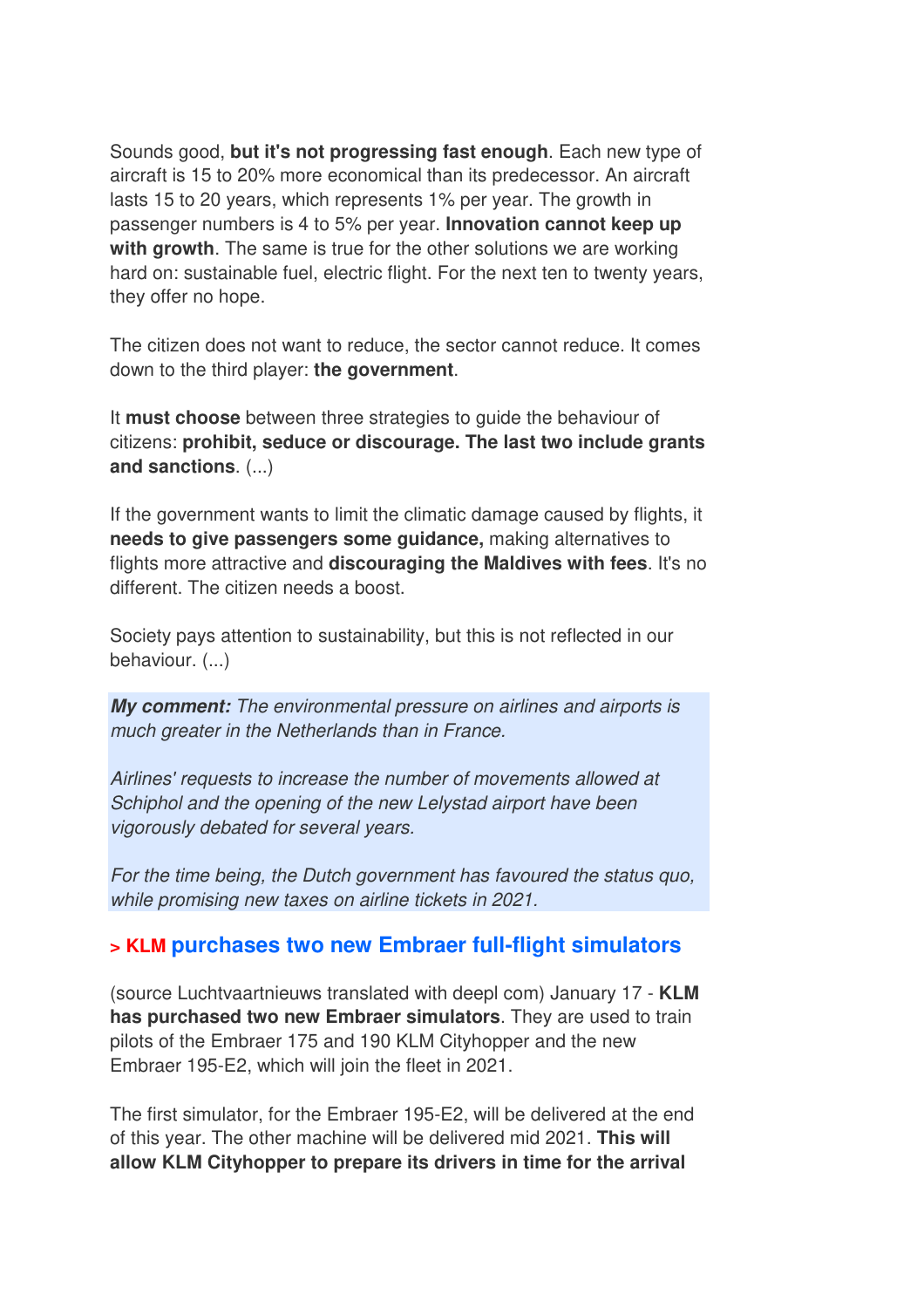Sounds good, **but it's not progressing fast enough**. Each new type of aircraft is 15 to 20% more economical than its predecessor. An aircraft lasts 15 to 20 years, which represents 1% per year. The growth in passenger numbers is 4 to 5% per year. **Innovation cannot keep up with growth**. The same is true for the other solutions we are working hard on: sustainable fuel, electric flight. For the next ten to twenty years, they offer no hope.

The citizen does not want to reduce, the sector cannot reduce. It comes down to the third player: **the government**.

It **must choose** between three strategies to guide the behaviour of citizens: **prohibit, seduce or discourage. The last two include grants and sanctions**. (...)

If the government wants to limit the climatic damage caused by flights, it **needs to give passengers some guidance,** making alternatives to flights more attractive and **discouraging the Maldives with fees**. It's no different. The citizen needs a boost.

Society pays attention to sustainability, but this is not reflected in our behaviour. (...)

***My comment:*** *The environmental pressure on airlines and airports is much greater in the Netherlands than in France.*

*Airlines' requests to increase the number of movements allowed at Schiphol and the opening of the new Lelystad airport have been vigorously debated for several years.*

*For the time being, the Dutch government has favoured the status quo, while promising new taxes on airline tickets in 2021.*

## > KLM purchases two new Embraer full-flight simulators

(source Luchtvaartnieuws translated with deepl com) January 17 - **KLM has purchased two new Embraer simulators**. They are used to train pilots of the Embraer 175 and 190 KLM Cityhopper and the new Embraer 195-E2, which will join the fleet in 2021.

The first simulator, for the Embraer 195-E2, will be delivered at the end of this year. The other machine will be delivered mid 2021. **This will allow KLM Cityhopper to prepare its drivers in time for the arrival**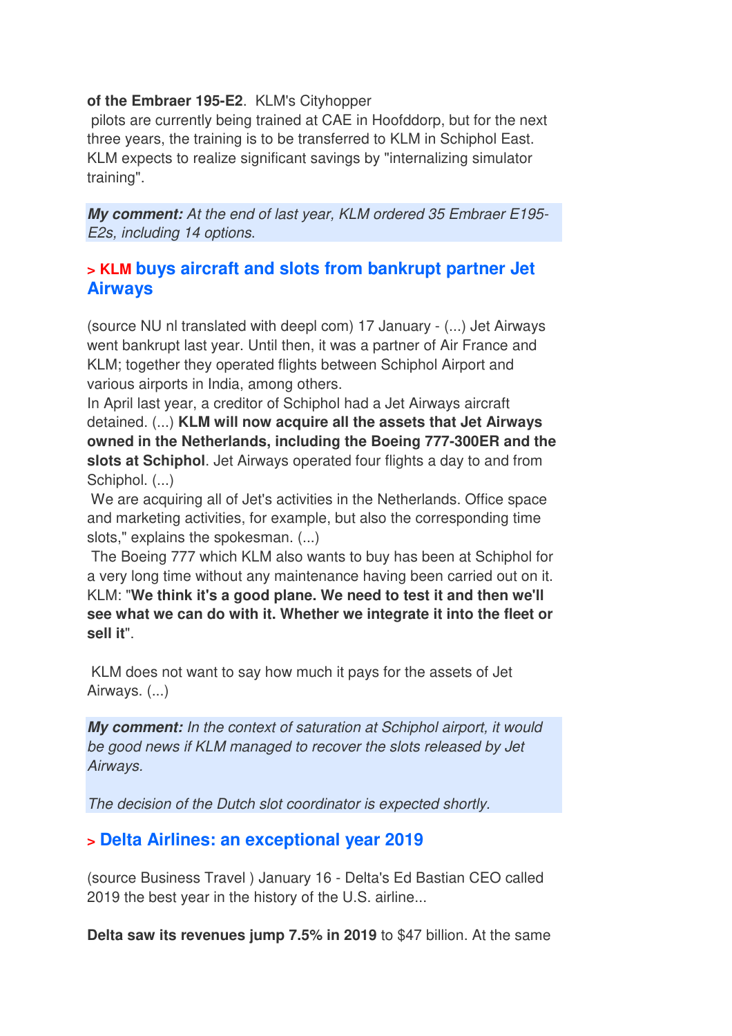**of the Embraer 195-E2**. KLM's Cityhopper pilots are currently being trained at CAE in Hoofddorp, but for the next three years, the training is to be transferred to KLM in Schiphol East. KLM expects to realize significant savings by "internalizing simulator training".

***My comment:*** *At the end of last year, KLM ordered 35 Embraer E195-E2s, including 14 options.*

## > KLM buys aircraft and slots from bankrupt partner Jet Airways

(source NU nl translated with deepl com) 17 January - (...) Jet Airways went bankrupt last year. Until then, it was a partner of Air France and KLM; together they operated flights between Schiphol Airport and various airports in India, among others.
In April last year, a creditor of Schiphol had a Jet Airways aircraft detained. (...) **KLM will now acquire all the assets that Jet Airways owned in the Netherlands, including the Boeing 777-300ER and the slots at Schiphol**. Jet Airways operated four flights a day to and from Schiphol. (...)
We are acquiring all of Jet's activities in the Netherlands. Office space and marketing activities, for example, but also the corresponding time slots," explains the spokesman. (...)
The Boeing 777 which KLM also wants to buy has been at Schiphol for a very long time without any maintenance having been carried out on it. KLM: "**We think it's a good plane. We need to test it and then we'll see what we can do with it. Whether we integrate it into the fleet or sell it**".

KLM does not want to say how much it pays for the assets of Jet Airways. (...)

***My comment:*** *In the context of saturation at Schiphol airport, it would be good news if KLM managed to recover the slots released by Jet Airways.*

*The decision of the Dutch slot coordinator is expected shortly.*

## > Delta Airlines: an exceptional year 2019

(source Business Travel ) January 16 - Delta's Ed Bastian CEO called 2019 the best year in the history of the U.S. airline...

**Delta saw its revenues jump 7.5% in 2019** to $47 billion. At the same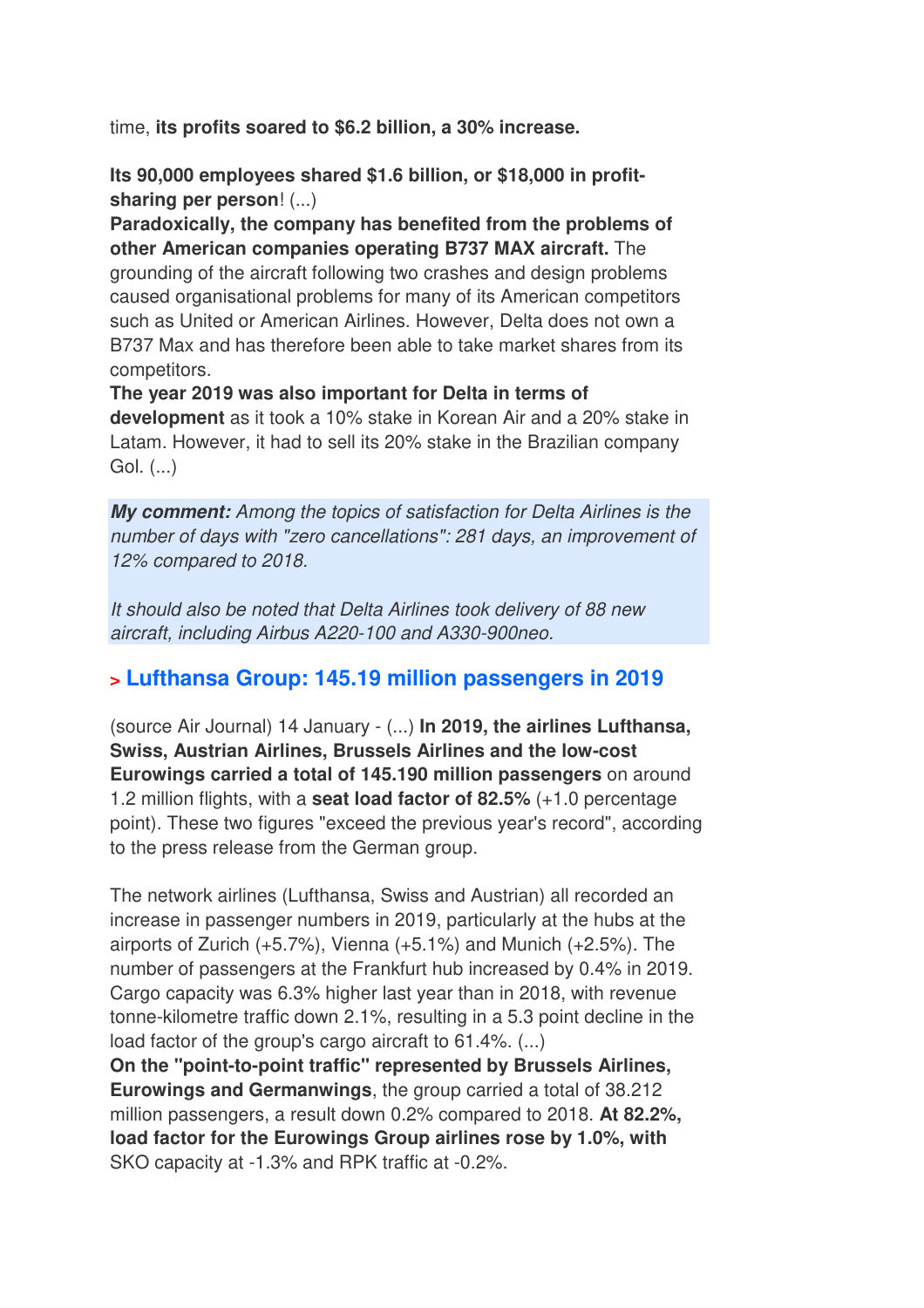time, **its profits soared to $6.2 billion, a 30% increase.**

**Its 90,000 employees shared $1.6 billion, or $18,000 in profit-sharing per person**! (...)
**Paradoxically, the company has benefited from the problems of other American companies operating B737 MAX aircraft.** The grounding of the aircraft following two crashes and design problems caused organisational problems for many of its American competitors such as United or American Airlines. However, Delta does not own a B737 Max and has therefore been able to take market shares from its competitors.
**The year 2019 was also important for Delta in terms of development** as it took a 10% stake in Korean Air and a 20% stake in Latam. However, it had to sell its 20% stake in the Brazilian company Gol. (...)

***My comment:*** *Among the topics of satisfaction for Delta Airlines is the number of days with "zero cancellations": 281 days, an improvement of 12% compared to 2018.*

*It should also be noted that Delta Airlines took delivery of 88 new aircraft, including Airbus A220-100 and A330-900neo.*

## > Lufthansa Group: 145.19 million passengers in 2019

(source Air Journal) 14 January - (...) **In 2019, the airlines Lufthansa, Swiss, Austrian Airlines, Brussels Airlines and the low-cost Eurowings carried a total of 145.190 million passengers** on around 1.2 million flights, with a **seat load factor of 82.5%** (+1.0 percentage point). These two figures "exceed the previous year's record", according to the press release from the German group.

The network airlines (Lufthansa, Swiss and Austrian) all recorded an increase in passenger numbers in 2019, particularly at the hubs at the airports of Zurich (+5.7%), Vienna (+5.1%) and Munich (+2.5%). The number of passengers at the Frankfurt hub increased by 0.4% in 2019. Cargo capacity was 6.3% higher last year than in 2018, with revenue tonne-kilometre traffic down 2.1%, resulting in a 5.3 point decline in the load factor of the group's cargo aircraft to 61.4%. (...)
**On the "point-to-point traffic" represented by Brussels Airlines, Eurowings and Germanwings**, the group carried a total of 38.212 million passengers, a result down 0.2% compared to 2018. **At 82.2%, load factor for the Eurowings Group airlines rose by 1.0%, with** SKO capacity at -1.3% and RPK traffic at -0.2%.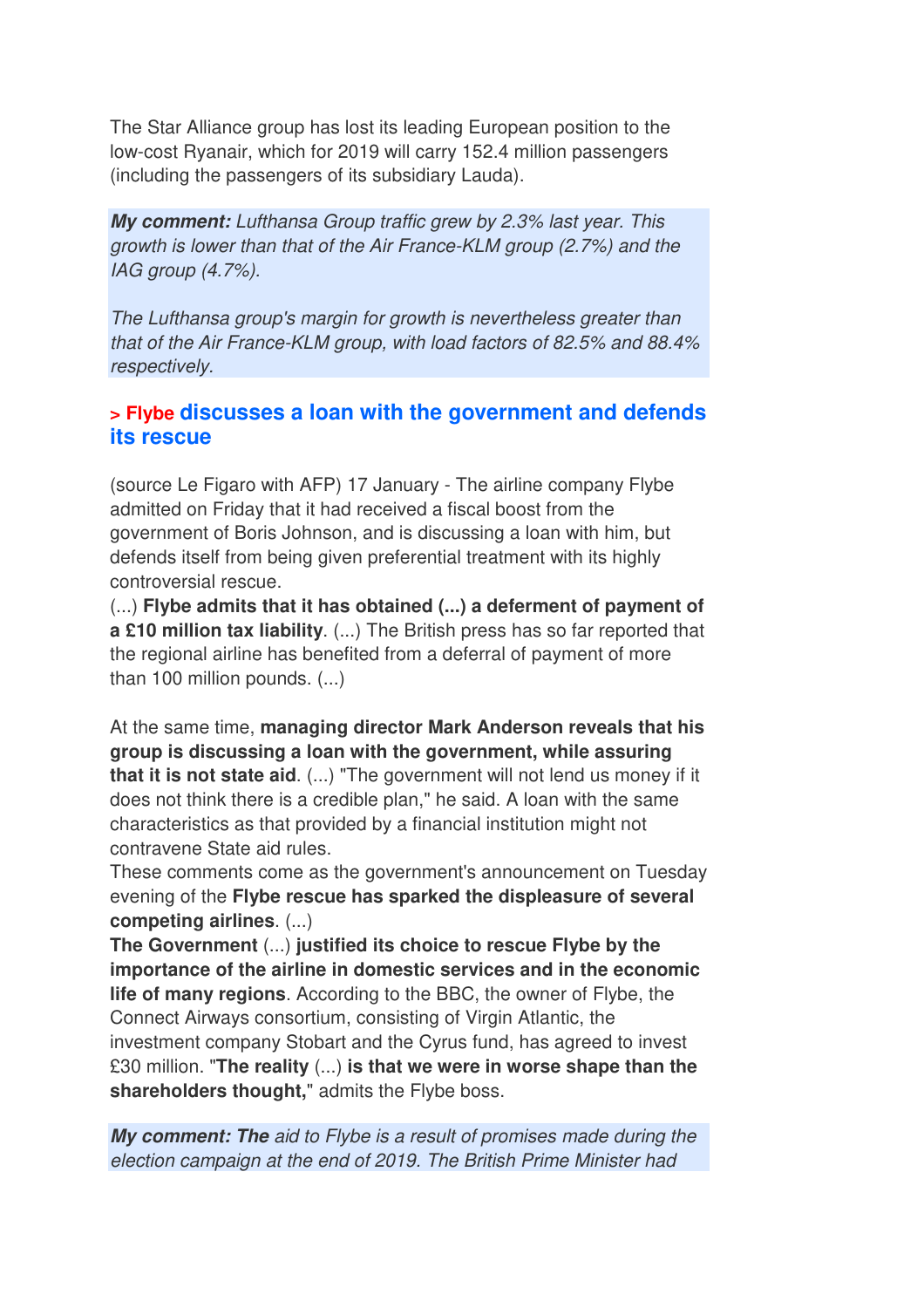The Star Alliance group has lost its leading European position to the low-cost Ryanair, which for 2019 will carry 152.4 million passengers (including the passengers of its subsidiary Lauda).

***My comment:*** *Lufthansa Group traffic grew by 2.3% last year. This growth is lower than that of the Air France-KLM group (2.7%) and the IAG group (4.7%).*

*The Lufthansa group's margin for growth is nevertheless greater than that of the Air France-KLM group, with load factors of 82.5% and 88.4% respectively.*

## > Flybe discusses a loan with the government and defends its rescue

(source Le Figaro with AFP) 17 January - The airline company Flybe admitted on Friday that it had received a fiscal boost from the government of Boris Johnson, and is discussing a loan with him, but defends itself from being given preferential treatment with its highly controversial rescue.
(...) **Flybe admits that it has obtained (...) a deferment of payment of a £10 million tax liability**. (...) The British press has so far reported that the regional airline has benefited from a deferral of payment of more than 100 million pounds. (...)

At the same time, **managing director Mark Anderson reveals that his group is discussing a loan with the government, while assuring that it is not state aid**. (...) "The government will not lend us money if it does not think there is a credible plan," he said. A loan with the same characteristics as that provided by a financial institution might not contravene State aid rules.
These comments come as the government's announcement on Tuesday evening of the **Flybe rescue has sparked the displeasure of several competing airlines**. (...)
**The Government** (...) **justified its choice to rescue Flybe by the importance of the airline in domestic services and in the economic life of many regions**. According to the BBC, the owner of Flybe, the Connect Airways consortium, consisting of Virgin Atlantic, the investment company Stobart and the Cyrus fund, has agreed to invest £30 million. "**The reality** (...) **is that we were in worse shape than the shareholders thought,**" admits the Flybe boss.

***My comment: The*** *aid to Flybe is a result of promises made during the election campaign at the end of 2019. The British Prime Minister had*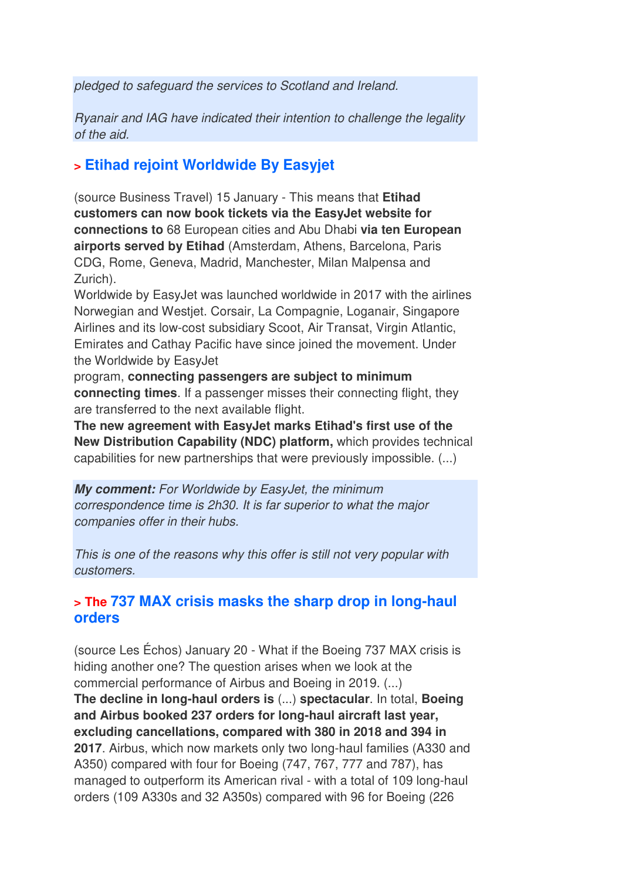*pledged to safeguard the services to Scotland and Ireland.*

*Ryanair and IAG have indicated their intention to challenge the legality of the aid.*

## > Etihad rejoint Worldwide By Easyjet

(source Business Travel) 15 January - This means that **Etihad customers can now book tickets via the EasyJet website for connections to** 68 European cities and Abu Dhabi **via ten European airports served by Etihad** (Amsterdam, Athens, Barcelona, Paris CDG, Rome, Geneva, Madrid, Manchester, Milan Malpensa and Zurich).

Worldwide by EasyJet was launched worldwide in 2017 with the airlines Norwegian and Westjet. Corsair, La Compagnie, Loganair, Singapore Airlines and its low-cost subsidiary Scoot, Air Transat, Virgin Atlantic, Emirates and Cathay Pacific have since joined the movement. Under the Worldwide by EasyJet program, **connecting passengers are subject to minimum connecting times**. If a passenger misses their connecting flight, they are transferred to the next available flight.

**The new agreement with EasyJet marks Etihad's first use of the New Distribution Capability (NDC) platform,** which provides technical capabilities for new partnerships that were previously impossible. (...)

***My comment:*** *For Worldwide by EasyJet, the minimum correspondence time is 2h30. It is far superior to what the major companies offer in their hubs.*

*This is one of the reasons why this offer is still not very popular with customers.*

## > The 737 MAX crisis masks the sharp drop in long-haul orders

(source Les Échos) January 20 - What if the Boeing 737 MAX crisis is hiding another one? The question arises when we look at the commercial performance of Airbus and Boeing in 2019. (...)

**The decline in long-haul orders is** (...) **spectacular**. In total, **Boeing and Airbus booked 237 orders for long-haul aircraft last year, excluding cancellations, compared with 380 in 2018 and 394 in 2017**. Airbus, which now markets only two long-haul families (A330 and A350) compared with four for Boeing (747, 767, 777 and 787), has managed to outperform its American rival - with a total of 109 long-haul orders (109 A330s and 32 A350s) compared with 96 for Boeing (226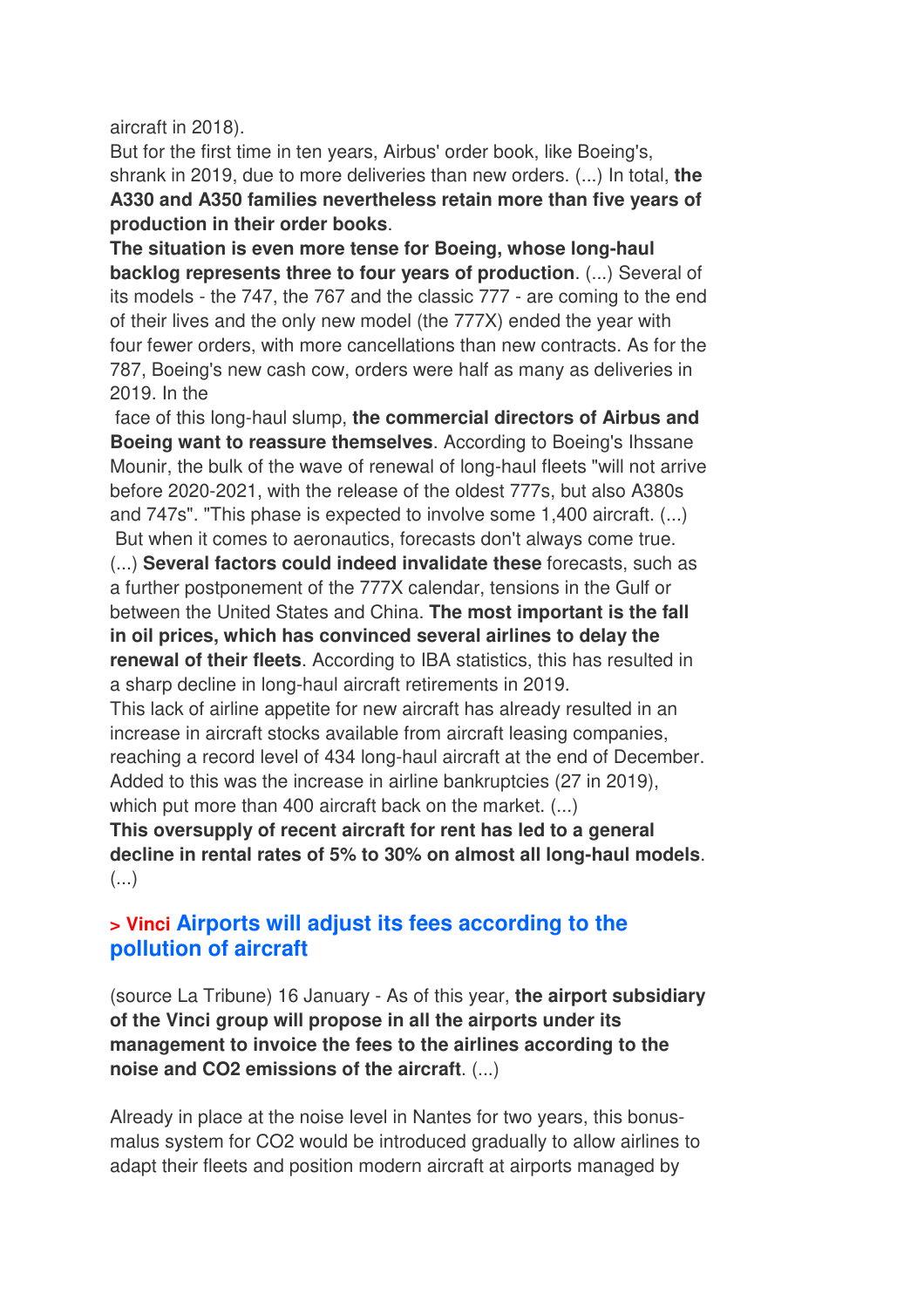aircraft in 2018).

But for the first time in ten years, Airbus' order book, like Boeing's, shrank in 2019, due to more deliveries than new orders. (...) In total, **the A330 and A350 families nevertheless retain more than five years of production in their order books**.

**The situation is even more tense for Boeing, whose long-haul backlog represents three to four years of production**. (...) Several of its models - the 747, the 767 and the classic 777 - are coming to the end of their lives and the only new model (the 777X) ended the year with four fewer orders, with more cancellations than new contracts. As for the 787, Boeing's new cash cow, orders were half as many as deliveries in 2019. In the face of this long-haul slump, **the commercial directors of Airbus and Boeing want to reassure themselves**. According to Boeing's Ihssane Mounir, the bulk of the wave of renewal of long-haul fleets "will not arrive before 2020-2021, with the release of the oldest 777s, but also A380s and 747s". "This phase is expected to involve some 1,400 aircraft. (...) But when it comes to aeronautics, forecasts don't always come true. (...) **Several factors could indeed invalidate these** forecasts, such as a further postponement of the 777X calendar, tensions in the Gulf or between the United States and China. **The most important is the fall in oil prices, which has convinced several airlines to delay the renewal of their fleets**. According to IBA statistics, this has resulted in a sharp decline in long-haul aircraft retirements in 2019.

This lack of airline appetite for new aircraft has already resulted in an increase in aircraft stocks available from aircraft leasing companies, reaching a record level of 434 long-haul aircraft at the end of December. Added to this was the increase in airline bankruptcies (27 in 2019), which put more than 400 aircraft back on the market. (...)

**This oversupply of recent aircraft for rent has led to a general decline in rental rates of 5% to 30% on almost all long-haul models**. (...)

## > Vinci Airports will adjust its fees according to the pollution of aircraft

(source La Tribune) 16 January - As of this year, **the airport subsidiary of the Vinci group will propose in all the airports under its management to invoice the fees to the airlines according to the noise and $CO_2$ emissions of the aircraft**. (...)

Already in place at the noise level in Nantes for two years, this bonus-malus system for $CO_2$ would be introduced gradually to allow airlines to adapt their fleets and position modern aircraft at airports managed by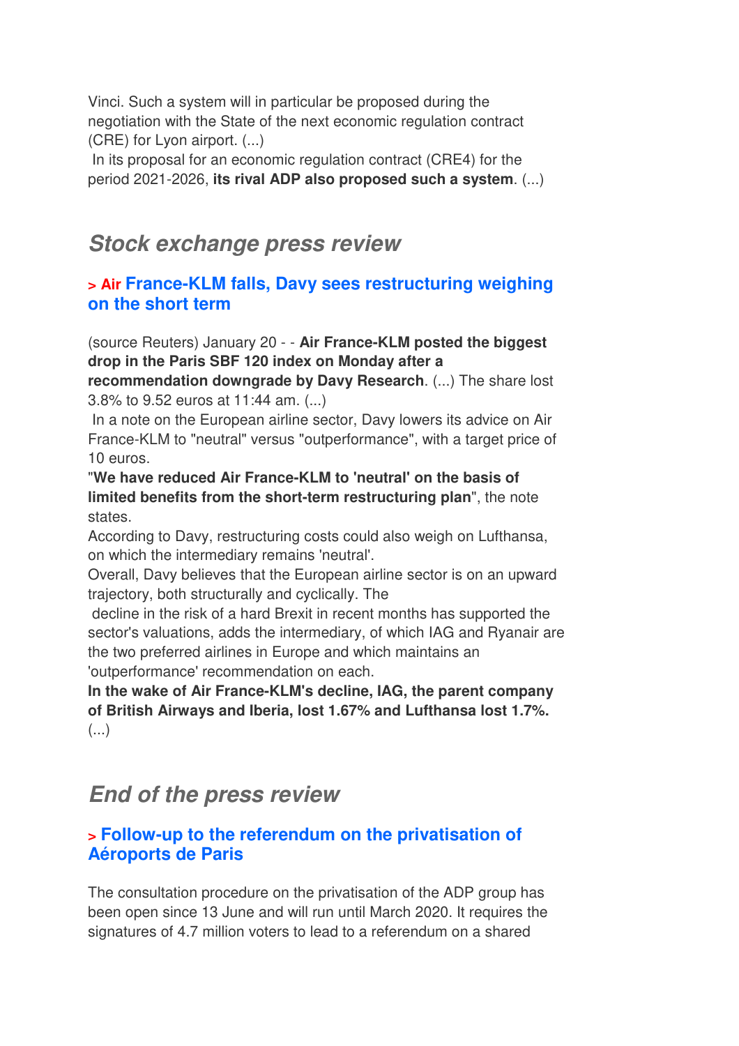Vinci. Such a system will in particular be proposed during the negotiation with the State of the next economic regulation contract (CRE) for Lyon airport. (...)

In its proposal for an economic regulation contract (CRE4) for the period 2021-2026, **its rival ADP also proposed such a system**. (...)

## *Stock exchange press review*

### > Air France-KLM falls, Davy sees restructuring weighing on the short term

(source Reuters) January 20 - - **Air France-KLM posted the biggest drop in the Paris SBF 120 index on Monday after a recommendation downgrade by Davy Research**. (...) The share lost 3.8% to 9.52 euros at 11:44 am. (...)

In a note on the European airline sector, Davy lowers its advice on Air France-KLM to "neutral" versus "outperformance", with a target price of 10 euros.

"**We have reduced Air France-KLM to 'neutral' on the basis of limited benefits from the short-term restructuring plan**", the note states.

According to Davy, restructuring costs could also weigh on Lufthansa, on which the intermediary remains 'neutral'.

Overall, Davy believes that the European airline sector is on an upward trajectory, both structurally and cyclically. The decline in the risk of a hard Brexit in recent months has supported the sector's valuations, adds the intermediary, of which IAG and Ryanair are the two preferred airlines in Europe and which maintains an 'outperformance' recommendation on each.

**In the wake of Air France-KLM's decline, IAG, the parent company of British Airways and Iberia, lost 1.67% and Lufthansa lost 1.7%.** (...)

## *End of the press review*

### > Follow-up to the referendum on the privatisation of Aéroports de Paris

The consultation procedure on the privatisation of the ADP group has been open since 13 June and will run until March 2020. It requires the signatures of 4.7 million voters to lead to a referendum on a shared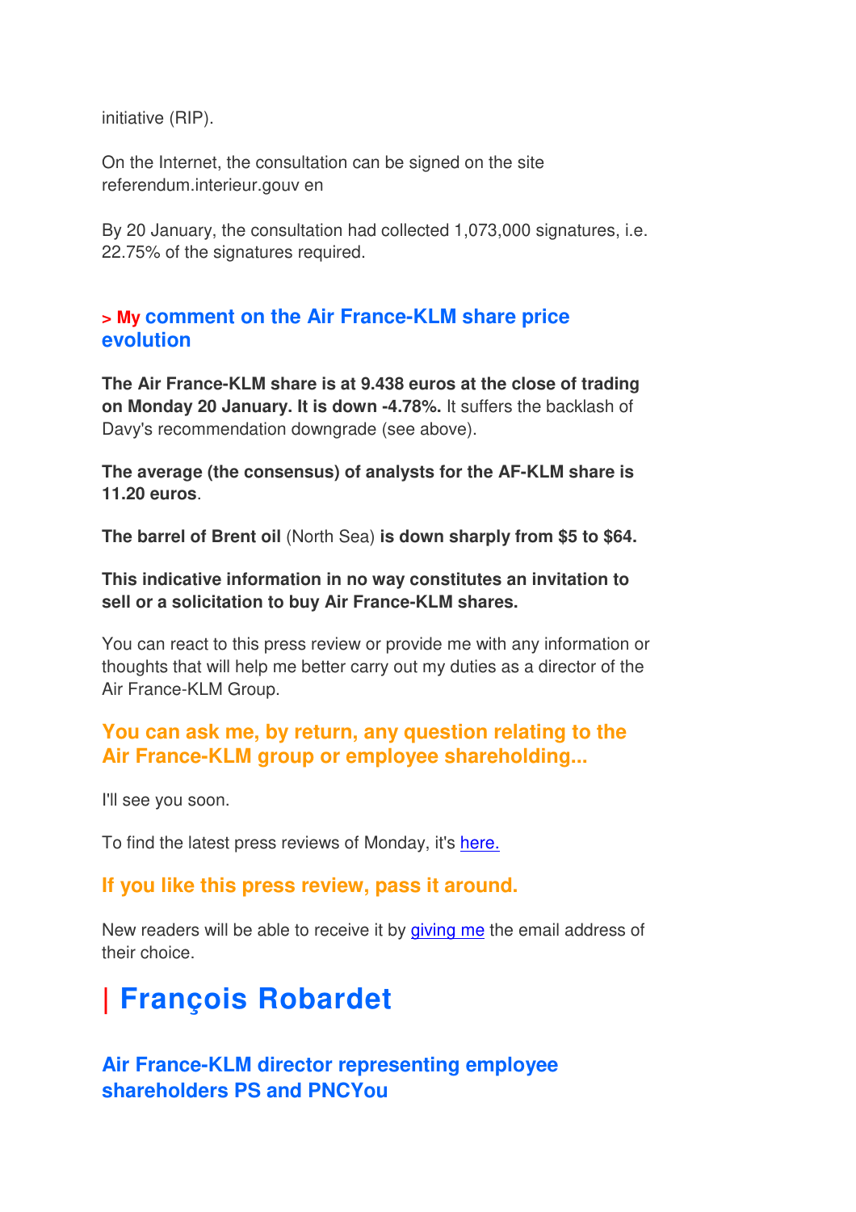initiative (RIP).

On the Internet, the consultation can be signed on the site referendum.interieur.gouv en

By 20 January, the consultation had collected 1,073,000 signatures, i.e. 22.75% of the signatures required.

### > My comment on the Air France-KLM share price evolution

**The Air France-KLM share is at 9.438 euros at the close of trading on Monday 20 January. It is down -4.78%.** It suffers the backlash of Davy's recommendation downgrade (see above).

**The average (the consensus) of analysts for the AF-KLM share is 11.20 euros**.

**The barrel of Brent oil** (North Sea) **is down sharply from $5 to $64.**

**This indicative information in no way constitutes an invitation to sell or a solicitation to buy Air France-KLM shares.**

You can react to this press review or provide me with any information or thoughts that will help me better carry out my duties as a director of the Air France-KLM Group.

### You can ask me, by return, any question relating to the Air France-KLM group or employee shareholding...

I'll see you soon.

To find the latest press reviews of Monday, it's here.

### If you like this press review, pass it around.

New readers will be able to receive it by giving me the email address of their choice.

# | François Robardet

### Air France-KLM director representing employee shareholders PS and PNCYou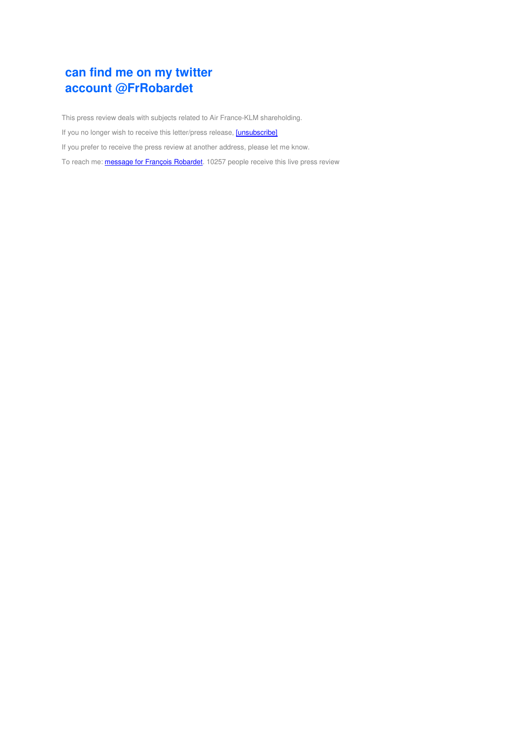## can find me on my twitter account @FrRobardet

This press review deals with subjects related to Air France-KLM shareholding.

If you no longer wish to receive this letter/press release, [unsubscribe]

If you prefer to receive the press review at another address, please let me know.

To reach me: message for François Robardet. 10257 people receive this live press review